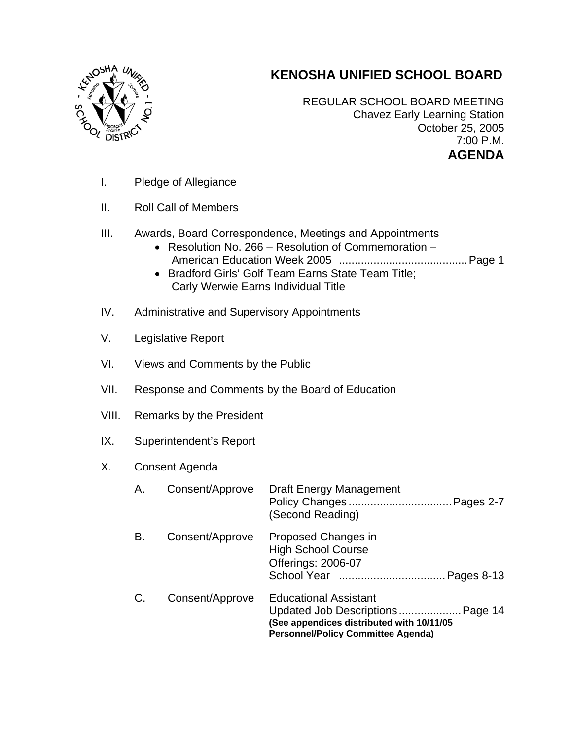# KENOSHA UNIFIED SCHOOL BOARD

REGULAR SCHOOL BOARD MEETING
Chavez Early Learning Station
October 25, 2005
7:00 P.M.

**AGENDA**

I. Pledge of Allegiance

II. Roll Call of Members

III. Awards, Board Correspondence, Meetings and Appointments
- Resolution No. 266 – Resolution of Commemoration – American Education Week 2005 ........................................ Page 1
- Bradford Girls' Golf Team Earns State Team Title; Carly Werwie Earns Individual Title

IV. Administrative and Supervisory Appointments

V. Legislative Report

VI. Views and Comments by the Public

VII. Response and Comments by the Board of Education

VIII. Remarks by the President

IX. Superintendent's Report

X. Consent Agenda

| | | |
|---|---|---|
| A. | Consent/Approve | Draft Energy Management Policy Changes ................................ Pages 2-7 (Second Reading) |
| B. | Consent/Approve | Proposed Changes in High School Course Offerings: 2006-07 School Year ................................. Pages 8-13 |
| C. | Consent/Approve | Educational Assistant Updated Job Descriptions .................... Page 14 **(See appendices distributed with 10/11/05 Personnel/Policy Committee Agenda)** |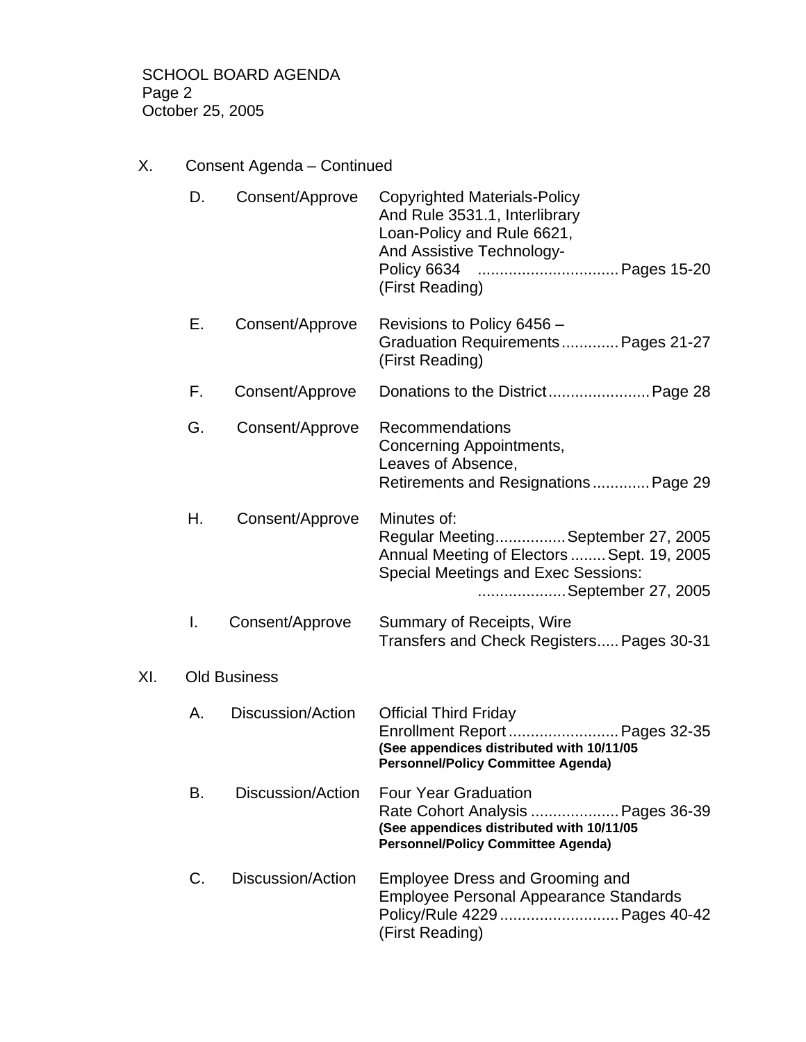SCHOOL BOARD AGENDA
Page 2
October 25, 2005

X. Consent Agenda – Continued

D. Consent/Approve — Copyrighted Materials-Policy And Rule 3531.1, Interlibrary Loan-Policy and Rule 6621, And Assistive Technology-Policy 6634 ................................ Pages 15-20 (First Reading)

E. Consent/Approve — Revisions to Policy 6456 – Graduation Requirements............. Pages 21-27 (First Reading)

F. Consent/Approve — Donations to the District....................... Page 28

G. Consent/Approve — Recommendations Concerning Appointments, Leaves of Absence, Retirements and Resignations............. Page 29

H. Consent/Approve — Minutes of:
Regular Meeting................ September 27, 2005
Annual Meeting of Electors ........ Sept. 19, 2005
Special Meetings and Exec Sessions:
.................... September 27, 2005

I. Consent/Approve — Summary of Receipts, Wire Transfers and Check Registers..... Pages 30-31

XI. Old Business

A. Discussion/Action — Official Third Friday Enrollment Report......................... Pages 32-35
**(See appendices distributed with 10/11/05 Personnel/Policy Committee Agenda)**

B. Discussion/Action — Four Year Graduation Rate Cohort Analysis .................... Pages 36-39
**(See appendices distributed with 10/11/05 Personnel/Policy Committee Agenda)**

C. Discussion/Action — Employee Dress and Grooming and Employee Personal Appearance Standards Policy/Rule 4229........................... Pages 40-42 (First Reading)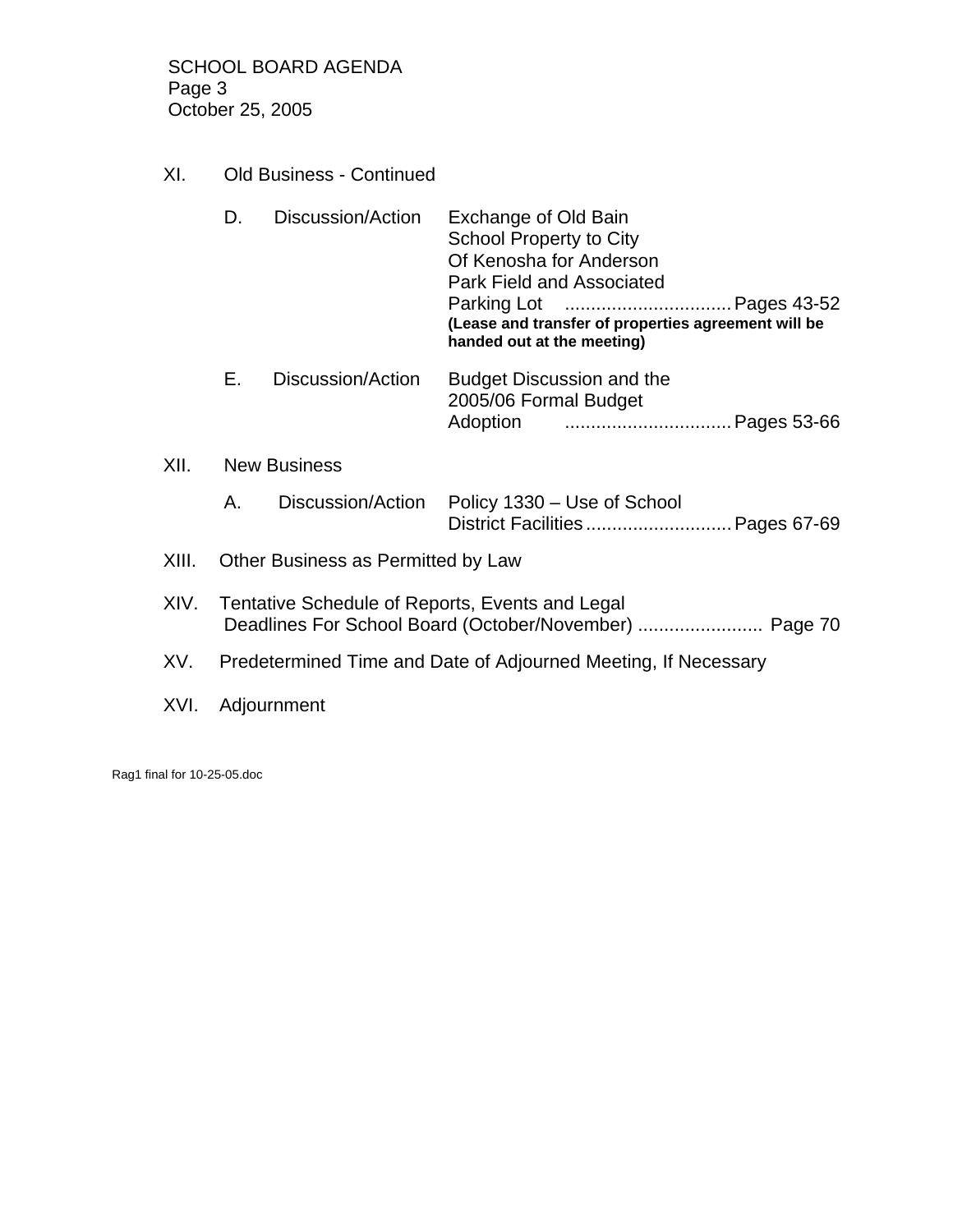XI. Old Business - Continued

D. Discussion/Action — Exchange of Old Bain School Property to City Of Kenosha for Anderson Park Field and Associated Parking Lot ................................ Pages 43-52
**(Lease and transfer of properties agreement will be handed out at the meeting)**

E. Discussion/Action — Budget Discussion and the 2005/06 Formal Budget Adoption ................................ Pages 53-66

XII. New Business

A. Discussion/Action — Policy 1330 – Use of School District Facilities ............................ Pages 67-69

XIII. Other Business as Permitted by Law

XIV. Tentative Schedule of Reports, Events and Legal Deadlines For School Board (October/November) ........................ Page 70

XV. Predetermined Time and Date of Adjourned Meeting, If Necessary

XVI. Adjournment

Rag1 final for 10-25-05.doc